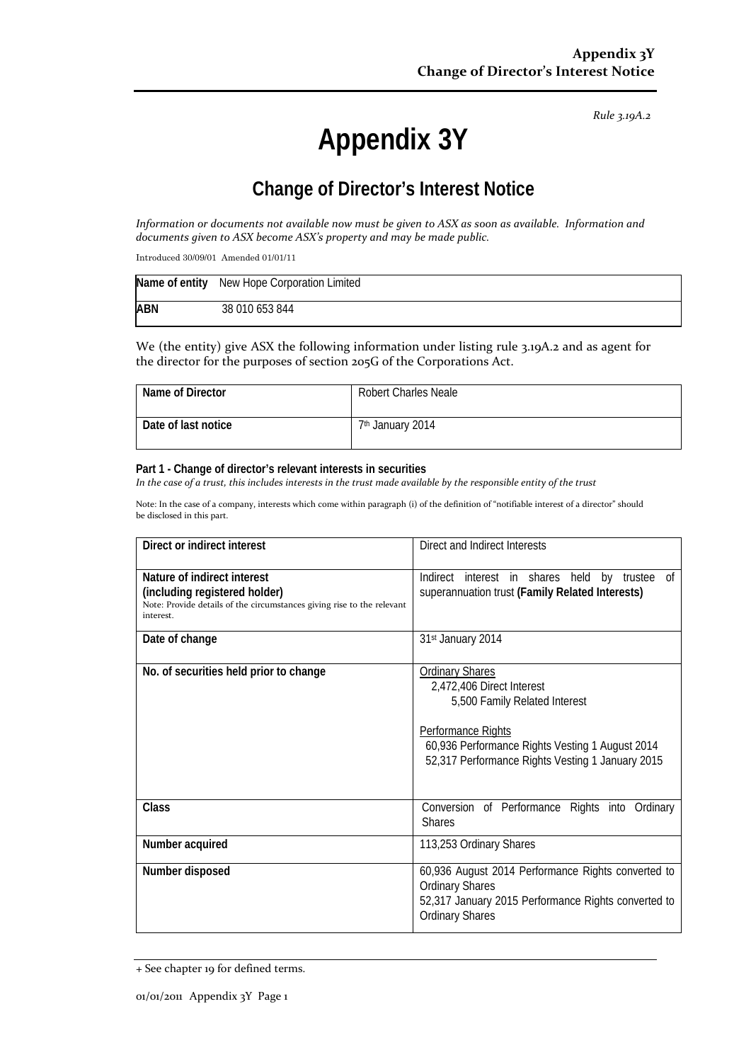*Rule 3.19A.2*

# Appendix 3Y

## Change of Director's Interest Notice

*Information or documents not available now must be given to ASX as soon as available. Information and documents given to ASX become ASX's property and may be made public.*

Introduced 30/09/01 Amended 01/01/11

| **Name of entity** | New Hope Corporation Limited |
|---|---|
| **ABN** | 38 010 653 844 |

We (the entity) give ASX the following information under listing rule 3.19A.2 and as agent for the director for the purposes of section 205G of the Corporations Act.

| **Name of Director** | Robert Charles Neale |
|---|---|
| **Date of last notice** | 7th January 2014 |

**Part 1 - Change of director's relevant interests in securities**

*In the case of a trust, this includes interests in the trust made available by the responsible entity of the trust*

Note: In the case of a company, interests which come within paragraph (i) of the definition of "notifiable interest of a director" should be disclosed in this part.

| | |
|---|---|
| **Direct or indirect interest** | Direct and Indirect Interests |
| **Nature of indirect interest (including registered holder)**<br>Note: Provide details of the circumstances giving rise to the relevant interest. | Indirect interest in shares held by trustee of superannuation trust **(Family Related Interests)** |
| **Date of change** | 31st January 2014 |
| **No. of securities held prior to change** | Ordinary Shares<br>2,472,406 Direct Interest<br>5,500 Family Related Interest<br><br>Performance Rights<br>60,936 Performance Rights Vesting 1 August 2014<br>52,317 Performance Rights Vesting 1 January 2015 |
| **Class** | Conversion of Performance Rights into Ordinary Shares |
| **Number acquired** | 113,253 Ordinary Shares |
| **Number disposed** | 60,936 August 2014 Performance Rights converted to Ordinary Shares<br>52,317 January 2015 Performance Rights converted to Ordinary Shares |

+ See chapter 19 for defined terms.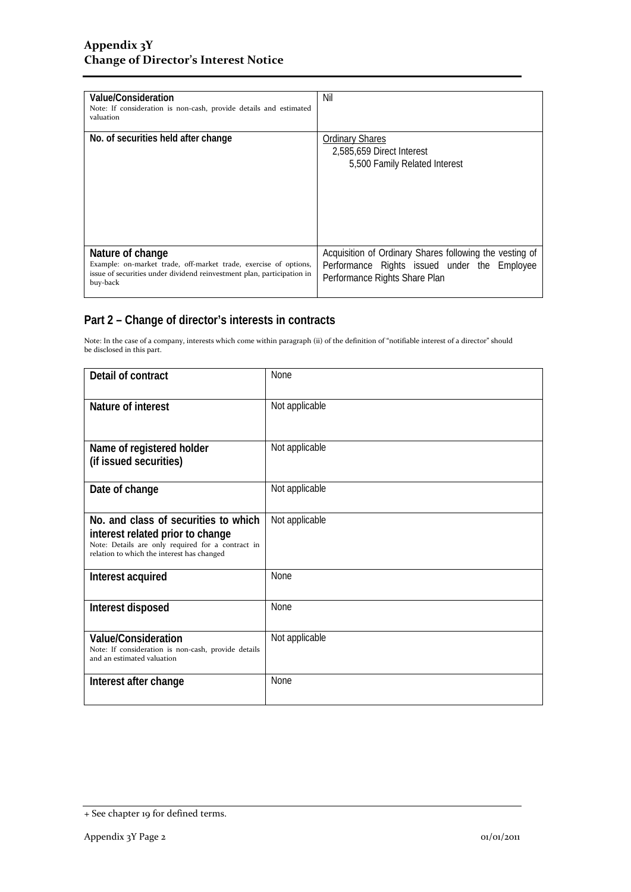| | |
|---|---|
| **Value/Consideration**<br>Note: If consideration is non-cash, provide details and estimated valuation | Nil |
| **No. of securities held after change** | Ordinary Shares<br>2,585,659 Direct Interest<br>5,500 Family Related Interest |
| **Nature of change**<br>Example: on-market trade, off-market trade, exercise of options, issue of securities under dividend reinvestment plan, participation in buy-back | Acquisition of Ordinary Shares following the vesting of Performance Rights issued under the Employee Performance Rights Share Plan |

## Part 2 – Change of director's interests in contracts

Note: In the case of a company, interests which come within paragraph (ii) of the definition of "notifiable interest of a director" should be disclosed in this part.

| | |
|---|---|
| **Detail of contract** | None |
| **Nature of interest** | Not applicable |
| **Name of registered holder (if issued securities)** | Not applicable |
| **Date of change** | Not applicable |
| **No. and class of securities to which interest related prior to change**<br>Note: Details are only required for a contract in relation to which the interest has changed | Not applicable |
| **Interest acquired** | None |
| **Interest disposed** | None |
| **Value/Consideration**<br>Note: If consideration is non-cash, provide details and an estimated valuation | Not applicable |
| **Interest after change** | None |

+ See chapter 19 for defined terms.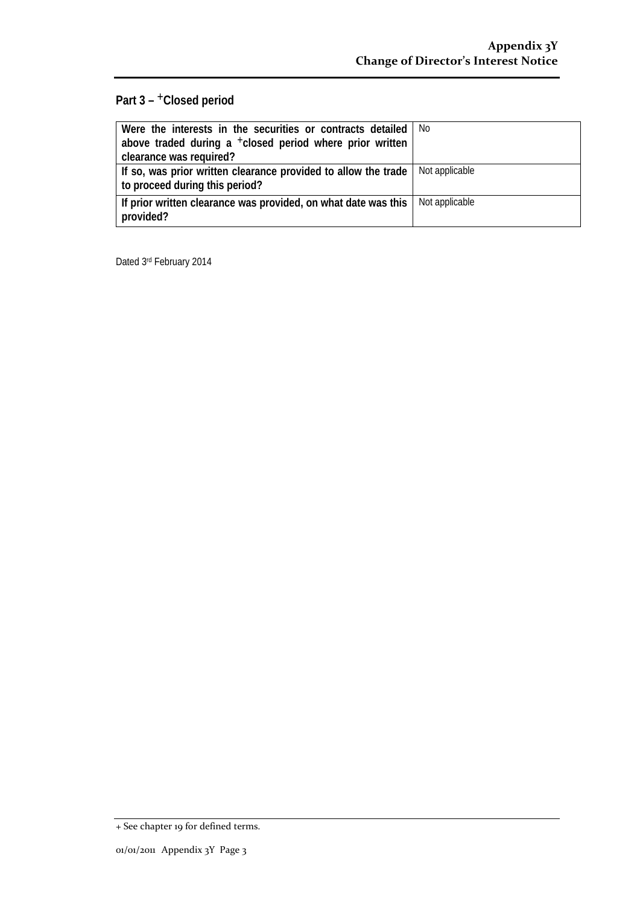## Part 3 – +Closed period

| | |
|---|---|
| **Were the interests in the securities or contracts detailed above traded during a +closed period where prior written clearance was required?** | No |
| **If so, was prior written clearance provided to allow the trade to proceed during this period?** | Not applicable |
| **If prior written clearance was provided, on what date was this provided?** | Not applicable |

Dated 3rd February 2014

+ See chapter 19 for defined terms.